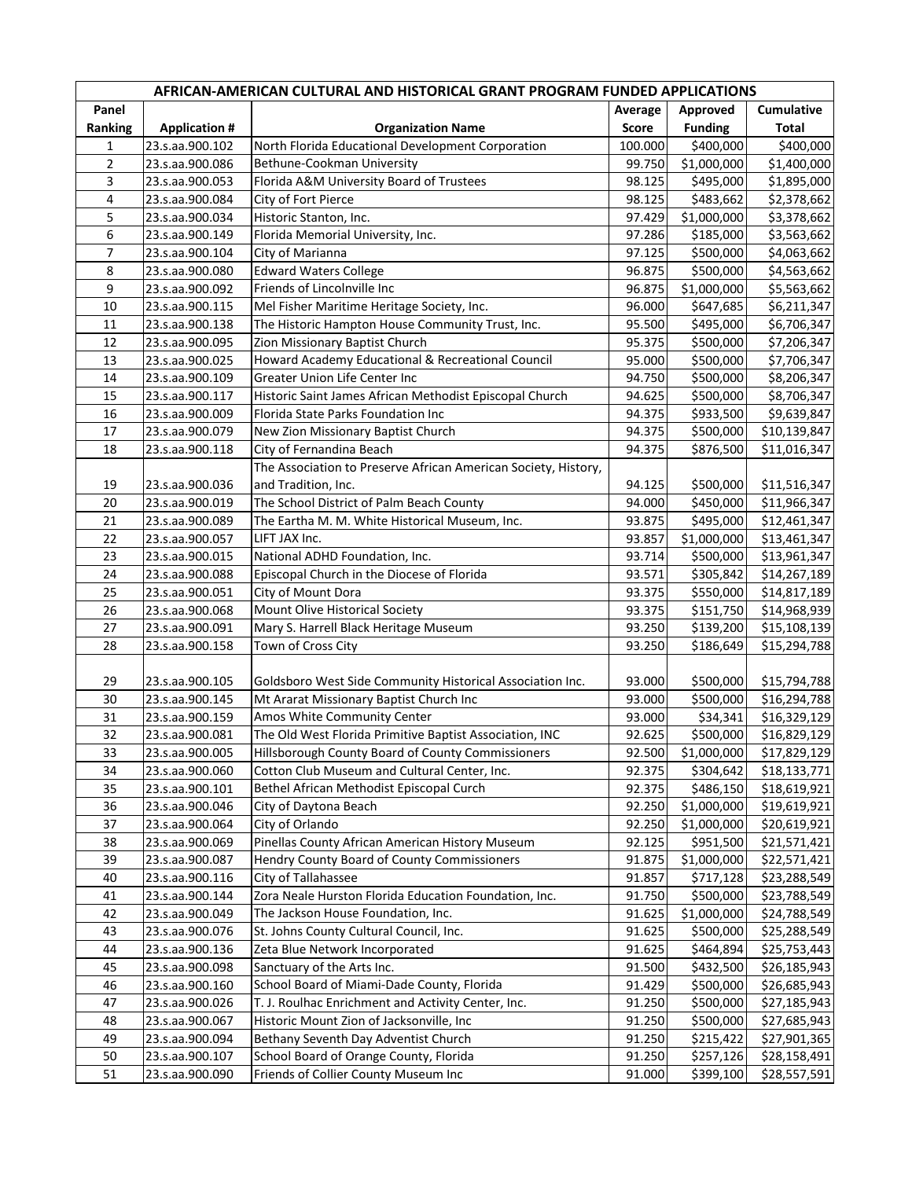| AFRICAN-AMERICAN CULTURAL AND HISTORICAL GRANT PROGRAM FUNDED APPLICATIONS | | | | | |
|---|---|---|---|---|---|
| Panel Ranking | Application # | Organization Name | Average Score | Approved Funding | Cumulative Total |
| 1 | 23.s.aa.900.102 | North Florida Educational Development Corporation | 100.000 | $400,000 | $400,000 |
| 2 | 23.s.aa.900.086 | Bethune-Cookman University | 99.750 | $1,000,000 | $1,400,000 |
| 3 | 23.s.aa.900.053 | Florida A&M University Board of Trustees | 98.125 | $495,000 | $1,895,000 |
| 4 | 23.s.aa.900.084 | City of Fort Pierce | 98.125 | $483,662 | $2,378,662 |
| 5 | 23.s.aa.900.034 | Historic Stanton, Inc. | 97.429 | $1,000,000 | $3,378,662 |
| 6 | 23.s.aa.900.149 | Florida Memorial University, Inc. | 97.286 | $185,000 | $3,563,662 |
| 7 | 23.s.aa.900.104 | City of Marianna | 97.125 | $500,000 | $4,063,662 |
| 8 | 23.s.aa.900.080 | Edward Waters College | 96.875 | $500,000 | $4,563,662 |
| 9 | 23.s.aa.900.092 | Friends of Lincolnville Inc | 96.875 | $1,000,000 | $5,563,662 |
| 10 | 23.s.aa.900.115 | Mel Fisher Maritime Heritage Society, Inc. | 96.000 | $647,685 | $6,211,347 |
| 11 | 23.s.aa.900.138 | The Historic Hampton House Community Trust, Inc. | 95.500 | $495,000 | $6,706,347 |
| 12 | 23.s.aa.900.095 | Zion Missionary Baptist Church | 95.375 | $500,000 | $7,206,347 |
| 13 | 23.s.aa.900.025 | Howard Academy Educational & Recreational Council | 95.000 | $500,000 | $7,706,347 |
| 14 | 23.s.aa.900.109 | Greater Union Life Center Inc | 94.750 | $500,000 | $8,206,347 |
| 15 | 23.s.aa.900.117 | Historic Saint James African Methodist Episcopal Church | 94.625 | $500,000 | $8,706,347 |
| 16 | 23.s.aa.900.009 | Florida State Parks Foundation Inc | 94.375 | $933,500 | $9,639,847 |
| 17 | 23.s.aa.900.079 | New Zion Missionary Baptist Church | 94.375 | $500,000 | $10,139,847 |
| 18 | 23.s.aa.900.118 | City of Fernandina Beach | 94.375 | $876,500 | $11,016,347 |
| 19 | 23.s.aa.900.036 | The Association to Preserve African American Society, History, and Tradition, Inc. | 94.125 | $500,000 | $11,516,347 |
| 20 | 23.s.aa.900.019 | The School District of Palm Beach County | 94.000 | $450,000 | $11,966,347 |
| 21 | 23.s.aa.900.089 | The Eartha M. M. White Historical Museum, Inc. | 93.875 | $495,000 | $12,461,347 |
| 22 | 23.s.aa.900.057 | LIFT JAX Inc. | 93.857 | $1,000,000 | $13,461,347 |
| 23 | 23.s.aa.900.015 | National ADHD Foundation, Inc. | 93.714 | $500,000 | $13,961,347 |
| 24 | 23.s.aa.900.088 | Episcopal Church in the Diocese of Florida | 93.571 | $305,842 | $14,267,189 |
| 25 | 23.s.aa.900.051 | City of Mount Dora | 93.375 | $550,000 | $14,817,189 |
| 26 | 23.s.aa.900.068 | Mount Olive Historical Society | 93.375 | $151,750 | $14,968,939 |
| 27 | 23.s.aa.900.091 | Mary S. Harrell Black Heritage Museum | 93.250 | $139,200 | $15,108,139 |
| 28 | 23.s.aa.900.158 | Town of Cross City | 93.250 | $186,649 | $15,294,788 |
| 29 | 23.s.aa.900.105 | Goldsboro West Side Community Historical Association Inc. | 93.000 | $500,000 | $15,794,788 |
| 30 | 23.s.aa.900.145 | Mt Ararat Missionary Baptist Church Inc | 93.000 | $500,000 | $16,294,788 |
| 31 | 23.s.aa.900.159 | Amos White Community Center | 93.000 | $34,341 | $16,329,129 |
| 32 | 23.s.aa.900.081 | The Old West Florida Primitive Baptist Association, INC | 92.625 | $500,000 | $16,829,129 |
| 33 | 23.s.aa.900.005 | Hillsborough County Board of County Commissioners | 92.500 | $1,000,000 | $17,829,129 |
| 34 | 23.s.aa.900.060 | Cotton Club Museum and Cultural Center, Inc. | 92.375 | $304,642 | $18,133,771 |
| 35 | 23.s.aa.900.101 | Bethel African Methodist Episcopal Curch | 92.375 | $486,150 | $18,619,921 |
| 36 | 23.s.aa.900.046 | City of Daytona Beach | 92.250 | $1,000,000 | $19,619,921 |
| 37 | 23.s.aa.900.064 | City of Orlando | 92.250 | $1,000,000 | $20,619,921 |
| 38 | 23.s.aa.900.069 | Pinellas County African American History Museum | 92.125 | $951,500 | $21,571,421 |
| 39 | 23.s.aa.900.087 | Hendry County Board of County Commissioners | 91.875 | $1,000,000 | $22,571,421 |
| 40 | 23.s.aa.900.116 | City of Tallahassee | 91.857 | $717,128 | $23,288,549 |
| 41 | 23.s.aa.900.144 | Zora Neale Hurston Florida Education Foundation, Inc. | 91.750 | $500,000 | $23,788,549 |
| 42 | 23.s.aa.900.049 | The Jackson House Foundation, Inc. | 91.625 | $1,000,000 | $24,788,549 |
| 43 | 23.s.aa.900.076 | St. Johns County Cultural Council, Inc. | 91.625 | $500,000 | $25,288,549 |
| 44 | 23.s.aa.900.136 | Zeta Blue Network Incorporated | 91.625 | $464,894 | $25,753,443 |
| 45 | 23.s.aa.900.098 | Sanctuary of the Arts Inc. | 91.500 | $432,500 | $26,185,943 |
| 46 | 23.s.aa.900.160 | School Board of Miami-Dade County, Florida | 91.429 | $500,000 | $26,685,943 |
| 47 | 23.s.aa.900.026 | T. J. Roulhac Enrichment and Activity Center, Inc. | 91.250 | $500,000 | $27,185,943 |
| 48 | 23.s.aa.900.067 | Historic Mount Zion of Jacksonville, Inc | 91.250 | $500,000 | $27,685,943 |
| 49 | 23.s.aa.900.094 | Bethany Seventh Day Adventist Church | 91.250 | $215,422 | $27,901,365 |
| 50 | 23.s.aa.900.107 | School Board of Orange County, Florida | 91.250 | $257,126 | $28,158,491 |
| 51 | 23.s.aa.900.090 | Friends of Collier County Museum Inc | 91.000 | $399,100 | $28,557,591 |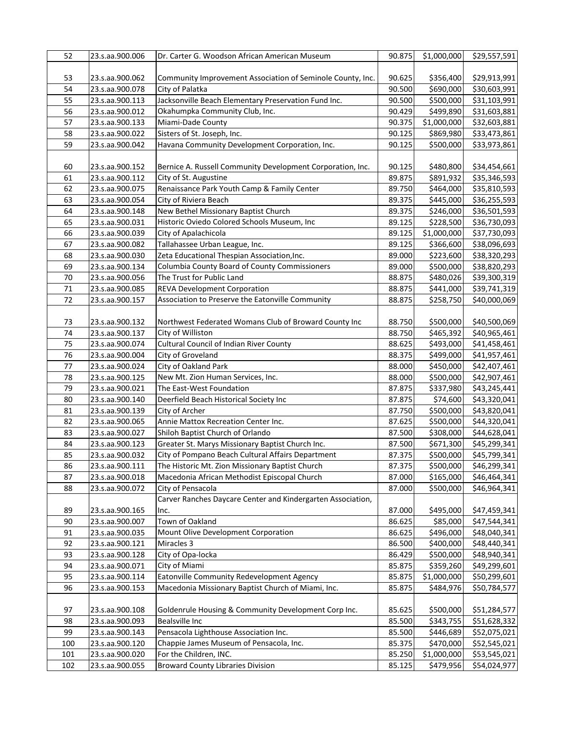| 52 | 23.s.aa.900.006 | Dr. Carter G. Woodson African American Museum | 90.875 | $1,000,000 | $29,557,591 |
|---|---|---|---|---|---|
| 53 | 23.s.aa.900.062 | Community Improvement Association of Seminole County, Inc. | 90.625 | $356,400 | $29,913,991 |
| 54 | 23.s.aa.900.078 | City of Palatka | 90.500 | $690,000 | $30,603,991 |
| 55 | 23.s.aa.900.113 | Jacksonville Beach Elementary Preservation Fund Inc. | 90.500 | $500,000 | $31,103,991 |
| 56 | 23.s.aa.900.012 | Okahumpka Community Club, Inc. | 90.429 | $499,890 | $31,603,881 |
| 57 | 23.s.aa.900.133 | Miami-Dade County | 90.375 | $1,000,000 | $32,603,881 |
| 58 | 23.s.aa.900.022 | Sisters of St. Joseph, Inc. | 90.125 | $869,980 | $33,473,861 |
| 59 | 23.s.aa.900.042 | Havana Community Development Corporation, Inc. | 90.125 | $500,000 | $33,973,861 |
| 60 | 23.s.aa.900.152 | Bernice A. Russell Community Development Corporation, Inc. | 90.125 | $480,800 | $34,454,661 |
| 61 | 23.s.aa.900.112 | City of St. Augustine | 89.875 | $891,932 | $35,346,593 |
| 62 | 23.s.aa.900.075 | Renaissance Park Youth Camp & Family Center | 89.750 | $464,000 | $35,810,593 |
| 63 | 23.s.aa.900.054 | City of Riviera Beach | 89.375 | $445,000 | $36,255,593 |
| 64 | 23.s.aa.900.148 | New Bethel Missionary Baptist Church | 89.375 | $246,000 | $36,501,593 |
| 65 | 23.s.aa.900.031 | Historic Oviedo Colored Schools Museum, Inc | 89.125 | $228,500 | $36,730,093 |
| 66 | 23.s.aa.900.039 | City of Apalachicola | 89.125 | $1,000,000 | $37,730,093 |
| 67 | 23.s.aa.900.082 | Tallahassee Urban League, Inc. | 89.125 | $366,600 | $38,096,693 |
| 68 | 23.s.aa.900.030 | Zeta Educational Thespian Association,Inc. | 89.000 | $223,600 | $38,320,293 |
| 69 | 23.s.aa.900.134 | Columbia County Board of County Commissioners | 89.000 | $500,000 | $38,820,293 |
| 70 | 23.s.aa.900.056 | The Trust for Public Land | 88.875 | $480,026 | $39,300,319 |
| 71 | 23.s.aa.900.085 | REVA Development Corporation | 88.875 | $441,000 | $39,741,319 |
| 72 | 23.s.aa.900.157 | Association to Preserve the Eatonville Community | 88.875 | $258,750 | $40,000,069 |
| 73 | 23.s.aa.900.132 | Northwest Federated Womans Club of Broward County Inc | 88.750 | $500,000 | $40,500,069 |
| 74 | 23.s.aa.900.137 | City of Williston | 88.750 | $465,392 | $40,965,461 |
| 75 | 23.s.aa.900.074 | Cultural Council of Indian River County | 88.625 | $493,000 | $41,458,461 |
| 76 | 23.s.aa.900.004 | City of Groveland | 88.375 | $499,000 | $41,957,461 |
| 77 | 23.s.aa.900.024 | City of Oakland Park | 88.000 | $450,000 | $42,407,461 |
| 78 | 23.s.aa.900.125 | New Mt. Zion Human Services, Inc. | 88.000 | $500,000 | $42,907,461 |
| 79 | 23.s.aa.900.021 | The East-West Foundation | 87.875 | $337,980 | $43,245,441 |
| 80 | 23.s.aa.900.140 | Deerfield Beach Historical Society Inc | 87.875 | $74,600 | $43,320,041 |
| 81 | 23.s.aa.900.139 | City of Archer | 87.750 | $500,000 | $43,820,041 |
| 82 | 23.s.aa.900.065 | Annie Mattox Recreation Center Inc. | 87.625 | $500,000 | $44,320,041 |
| 83 | 23.s.aa.900.027 | Shiloh Baptist Church of Orlando | 87.500 | $308,000 | $44,628,041 |
| 84 | 23.s.aa.900.123 | Greater St. Marys Missionary Baptist Church Inc. | 87.500 | $671,300 | $45,299,341 |
| 85 | 23.s.aa.900.032 | City of Pompano Beach Cultural Affairs Department | 87.375 | $500,000 | $45,799,341 |
| 86 | 23.s.aa.900.111 | The Historic Mt. Zion Missionary Baptist Church | 87.375 | $500,000 | $46,299,341 |
| 87 | 23.s.aa.900.018 | Macedonia African Methodist Episcopal Church | 87.000 | $165,000 | $46,464,341 |
| 88 | 23.s.aa.900.072 | City of Pensacola | 87.000 | $500,000 | $46,964,341 |
| 89 | 23.s.aa.900.165 | Carver Ranches Daycare Center and Kindergarten Association, Inc. | 87.000 | $495,000 | $47,459,341 |
| 90 | 23.s.aa.900.007 | Town of Oakland | 86.625 | $85,000 | $47,544,341 |
| 91 | 23.s.aa.900.035 | Mount Olive Development Corporation | 86.625 | $496,000 | $48,040,341 |
| 92 | 23.s.aa.900.121 | Miracles 3 | 86.500 | $400,000 | $48,440,341 |
| 93 | 23.s.aa.900.128 | City of Opa-locka | 86.429 | $500,000 | $48,940,341 |
| 94 | 23.s.aa.900.071 | City of Miami | 85.875 | $359,260 | $49,299,601 |
| 95 | 23.s.aa.900.114 | Eatonville Community Redevelopment Agency | 85.875 | $1,000,000 | $50,299,601 |
| 96 | 23.s.aa.900.153 | Macedonia Missionary Baptist Church of Miami, Inc. | 85.875 | $484,976 | $50,784,577 |
| 97 | 23.s.aa.900.108 | Goldenrule Housing & Community Development Corp Inc. | 85.625 | $500,000 | $51,284,577 |
| 98 | 23.s.aa.900.093 | Bealsville Inc | 85.500 | $343,755 | $51,628,332 |
| 99 | 23.s.aa.900.143 | Pensacola Lighthouse Association Inc. | 85.500 | $446,689 | $52,075,021 |
| 100 | 23.s.aa.900.120 | Chappie James Museum of Pensacola, Inc. | 85.375 | $470,000 | $52,545,021 |
| 101 | 23.s.aa.900.020 | For the Children, INC. | 85.250 | $1,000,000 | $53,545,021 |
| 102 | 23.s.aa.900.055 | Broward County Libraries Division | 85.125 | $479,956 | $54,024,977 |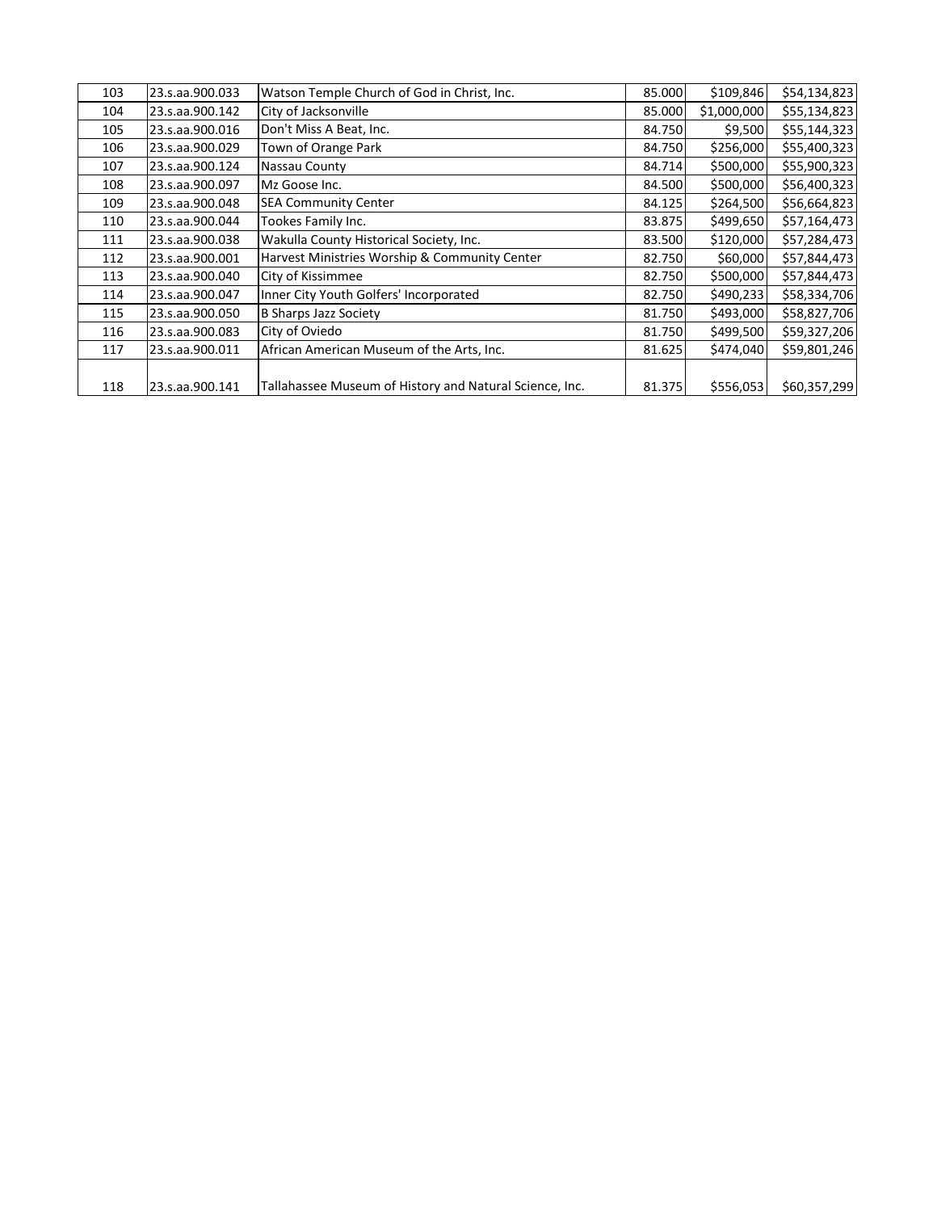| | | | | | |
|---|---|---|---|---|---|
| 103 | 23.s.aa.900.033 | Watson Temple Church of God in Christ, Inc. | 85.000 | $109,846 | $54,134,823 |
| 104 | 23.s.aa.900.142 | City of Jacksonville | 85.000 | $1,000,000 | $55,134,823 |
| 105 | 23.s.aa.900.016 | Don't Miss A Beat, Inc. | 84.750 | $9,500 | $55,144,323 |
| 106 | 23.s.aa.900.029 | Town of Orange Park | 84.750 | $256,000 | $55,400,323 |
| 107 | 23.s.aa.900.124 | Nassau County | 84.714 | $500,000 | $55,900,323 |
| 108 | 23.s.aa.900.097 | Mz Goose Inc. | 84.500 | $500,000 | $56,400,323 |
| 109 | 23.s.aa.900.048 | SEA Community Center | 84.125 | $264,500 | $56,664,823 |
| 110 | 23.s.aa.900.044 | Tookes Family Inc. | 83.875 | $499,650 | $57,164,473 |
| 111 | 23.s.aa.900.038 | Wakulla County Historical Society, Inc. | 83.500 | $120,000 | $57,284,473 |
| 112 | 23.s.aa.900.001 | Harvest Ministries Worship & Community Center | 82.750 | $60,000 | $57,844,473 |
| 113 | 23.s.aa.900.040 | City of Kissimmee | 82.750 | $500,000 | $57,844,473 |
| 114 | 23.s.aa.900.047 | Inner City Youth Golfers' Incorporated | 82.750 | $490,233 | $58,334,706 |
| 115 | 23.s.aa.900.050 | B Sharps Jazz Society | 81.750 | $493,000 | $58,827,706 |
| 116 | 23.s.aa.900.083 | City of Oviedo | 81.750 | $499,500 | $59,327,206 |
| 117 | 23.s.aa.900.011 | African American Museum of the Arts, Inc. | 81.625 | $474,040 | $59,801,246 |
| 118 | 23.s.aa.900.141 | Tallahassee Museum of History and Natural Science, Inc. | 81.375 | $556,053 | $60,357,299 |